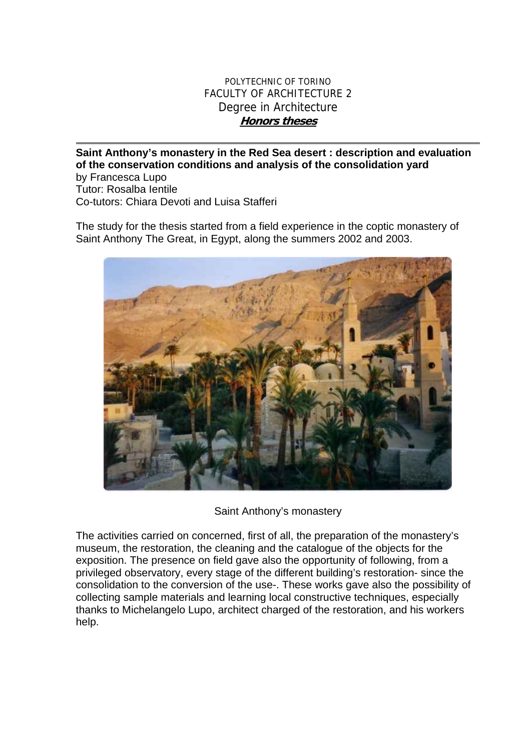POLYTECHNIC OF TORINO
FACULTY OF ARCHITECTURE 2
Degree in Architecture
***Honors theses***

---

**Saint Anthony's monastery in the Red Sea desert : description and evaluation of the conservation conditions and analysis of the consolidation yard**
by Francesca Lupo
Tutor: Rosalba Ientile
Co-tutors: Chiara Devoti and Luisa Stafferi

The study for the thesis started from a field experience in the coptic monastery of Saint Anthony The Great, in Egypt, along the summers 2002 and 2003.

Saint Anthony's monastery

The activities carried on concerned, first of all, the preparation of the monastery's museum, the restoration, the cleaning and the catalogue of the objects for the exposition. The presence on field gave also the opportunity of following, from a privileged observatory, every stage of the different building's restoration- since the consolidation to the conversion of the use-. These works gave also the possibility of collecting sample materials and learning local constructive techniques, especially thanks to Michelangelo Lupo, architect charged of the restoration, and his workers help.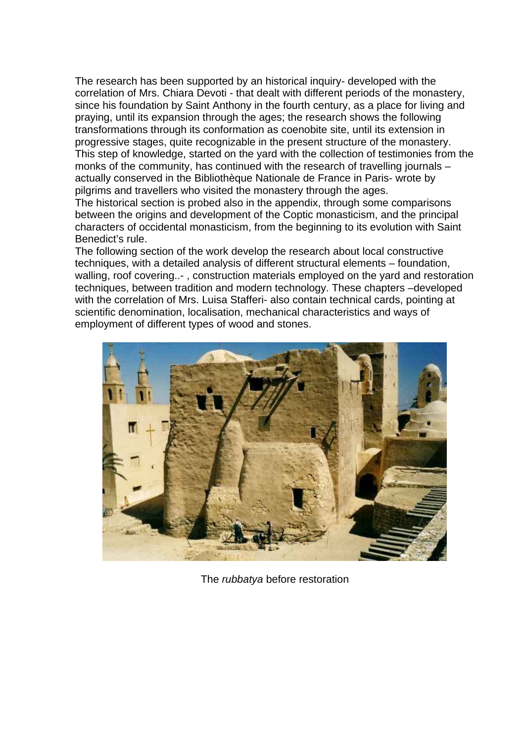The research has been supported by an historical inquiry- developed with the correlation of Mrs. Chiara Devoti - that dealt with different periods of the monastery, since his foundation by Saint Anthony in the fourth century, as a place for living and praying, until its expansion through the ages; the research shows the following transformations through its conformation as coenobite site, until its extension in progressive stages, quite recognizable in the present structure of the monastery. This step of knowledge, started on the yard with the collection of testimonies from the monks of the community, has continued with the research of travelling journals – actually conserved in the Bibliothèque Nationale de France in Paris- wrote by pilgrims and travellers who visited the monastery through the ages.
The historical section is probed also in the appendix, through some comparisons between the origins and development of the Coptic monasticism, and the principal characters of occidental monasticism, from the beginning to its evolution with Saint Benedict's rule.
The following section of the work develop the research about local constructive techniques, with a detailed analysis of different structural elements – foundation, walling, roof covering..- , construction materials employed on the yard and restoration techniques, between tradition and modern technology. These chapters –developed with the correlation of Mrs. Luisa Stafferi- also contain technical cards, pointing at scientific denomination, localisation, mechanical characteristics and ways of employment of different types of wood and stones.

The *rubbatya* before restoration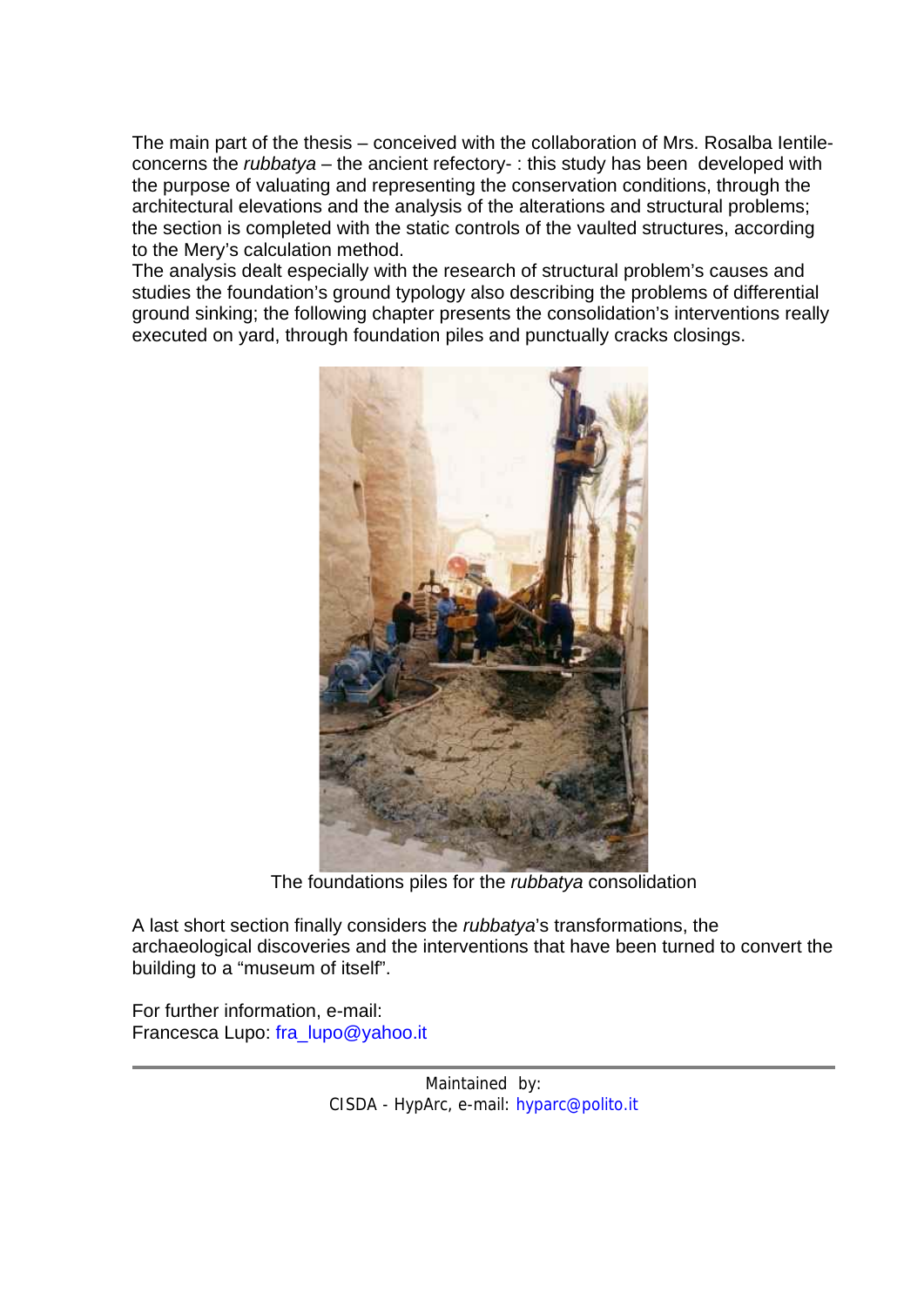The main part of the thesis – conceived with the collaboration of Mrs. Rosalba Ientile- concerns the *rubbatya* – the ancient refectory- : this study has been developed with the purpose of valuating and representing the conservation conditions, through the architectural elevations and the analysis of the alterations and structural problems; the section is completed with the static controls of the vaulted structures, according to the Mery's calculation method.
The analysis dealt especially with the research of structural problem's causes and studies the foundation's ground typology also describing the problems of differential ground sinking; the following chapter presents the consolidation's interventions really executed on yard, through foundation piles and punctually cracks closings.

The foundations piles for the *rubbatya* consolidation

A last short section finally considers the *rubbatya*'s transformations, the archaeological discoveries and the interventions that have been turned to convert the building to a "museum of itself".

For further information, e-mail:
Francesca Lupo: fra_lupo@yahoo.it

---

Maintained by:
CISDA - HypArc, e-mail: hyparc@polito.it